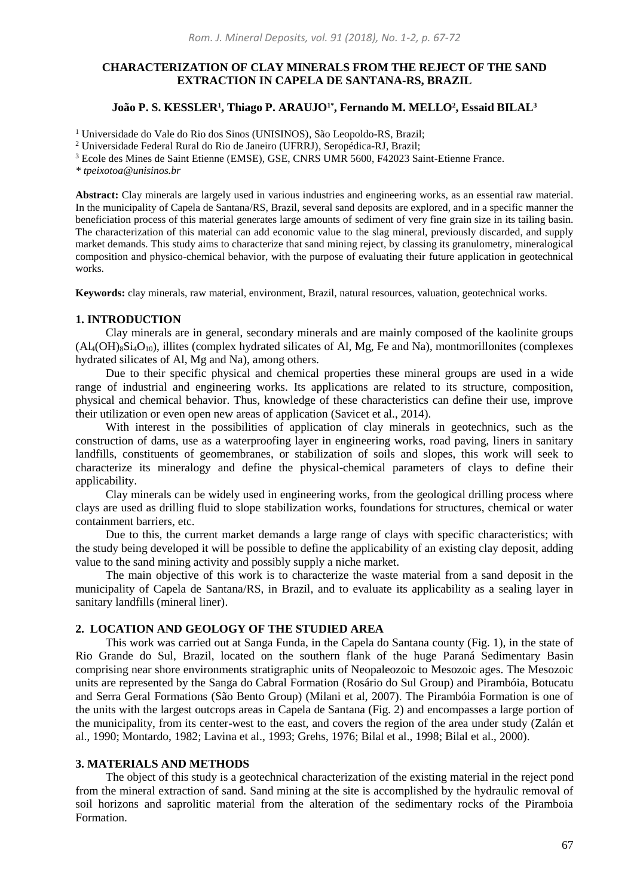# CHARACTERIZATION OF CLAY MINERALS FROM THE REJECT OF THE SAND EXTRACTION IN CAPELA DE SANTANA-RS, BRAZIL

**João P. S. KESSLER[1], Thiago P. ARAUJO[1*], Fernando M. MELLO[2], Essaid BILAL[3]**

[1] Universidade do Vale do Rio dos Sinos (UNISINOS), São Leopoldo-RS, Brazil;

[2] Universidade Federal Rural do Rio de Janeiro (UFRRJ), Seropédica-RJ, Brazil;

[3] Ecole des Mines de Saint Etienne (EMSE), GSE, CNRS UMR 5600, F42023 Saint-Etienne France.

*\* tpeixotoa@unisinos.br*

**Abstract:** Clay minerals are largely used in various industries and engineering works, as an essential raw material. In the municipality of Capela de Santana/RS, Brazil, several sand deposits are explored, and in a specific manner the beneficiation process of this material generates large amounts of sediment of very fine grain size in its tailing basin. The characterization of this material can add economic value to the slag mineral, previously discarded, and supply market demands. This study aims to characterize that sand mining reject, by classing its granulometry, mineralogical composition and physico-chemical behavior, with the purpose of evaluating their future application in geotechnical works.

**Keywords:** clay minerals, raw material, environment, Brazil, natural resources, valuation, geotechnical works.

## 1. INTRODUCTION

Clay minerals are in general, secondary minerals and are mainly composed of the kaolinite groups ($Al_4(OH)_8Si_4O_{10}$), illites (complex hydrated silicates of Al, Mg, Fe and Na), montmorillonites (complexes hydrated silicates of Al, Mg and Na), among others.

Due to their specific physical and chemical properties these mineral groups are used in a wide range of industrial and engineering works. Its applications are related to its structure, composition, physical and chemical behavior. Thus, knowledge of these characteristics can define their use, improve their utilization or even open new areas of application (Savicet et al., 2014).

With interest in the possibilities of application of clay minerals in geotechnics, such as the construction of dams, use as a waterproofing layer in engineering works, road paving, liners in sanitary landfills, constituents of geomembranes, or stabilization of soils and slopes, this work will seek to characterize its mineralogy and define the physical-chemical parameters of clays to define their applicability.

Clay minerals can be widely used in engineering works, from the geological drilling process where clays are used as drilling fluid to slope stabilization works, foundations for structures, chemical or water containment barriers, etc.

Due to this, the current market demands a large range of clays with specific characteristics; with the study being developed it will be possible to define the applicability of an existing clay deposit, adding value to the sand mining activity and possibly supply a niche market.

The main objective of this work is to characterize the waste material from a sand deposit in the municipality of Capela de Santana/RS, in Brazil, and to evaluate its applicability as a sealing layer in sanitary landfills (mineral liner).

## 2. LOCATION AND GEOLOGY OF THE STUDIED AREA

This work was carried out at Sanga Funda, in the Capela do Santana county (Fig. 1), in the state of Rio Grande do Sul, Brazil, located on the southern flank of the huge Paraná Sedimentary Basin comprising near shore environments stratigraphic units of Neopaleozoic to Mesozoic ages. The Mesozoic units are represented by the Sanga do Cabral Formation (Rosário do Sul Group) and Pirambóia, Botucatu and Serra Geral Formations (São Bento Group) (Milani et al, 2007). The Pirambóia Formation is one of the units with the largest outcrops areas in Capela de Santana (Fig. 2) and encompasses a large portion of the municipality, from its center-west to the east, and covers the region of the area under study (Zalán et al., 1990; Montardo, 1982; Lavina et al., 1993; Grehs, 1976; Bilal et al., 1998; Bilal et al., 2000).

## 3. MATERIALS AND METHODS

The object of this study is a geotechnical characterization of the existing material in the reject pond from the mineral extraction of sand. Sand mining at the site is accomplished by the hydraulic removal of soil horizons and saprolitic material from the alteration of the sedimentary rocks of the Piramboia Formation.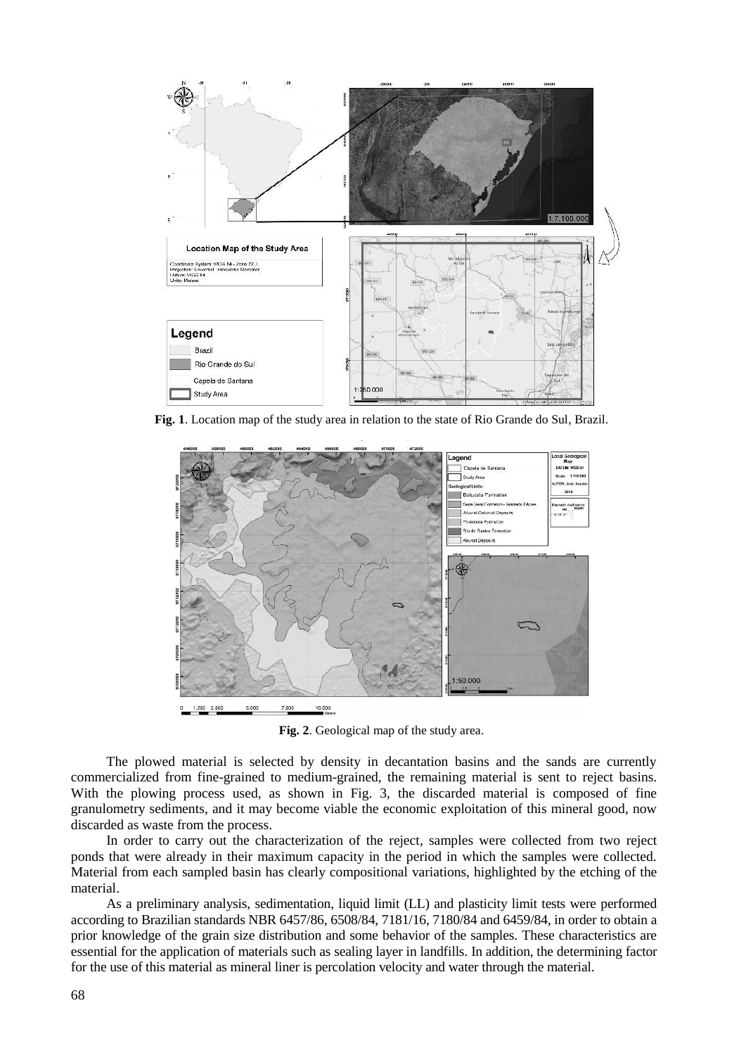**Fig. 1**. Location map of the study area in relation to the state of Rio Grande do Sul, Brazil.

**Fig. 2**. Geological map of the study area.

The plowed material is selected by density in decantation basins and the sands are currently commercialized from fine-grained to medium-grained, the remaining material is sent to reject basins. With the plowing process used, as shown in Fig. 3, the discarded material is composed of fine granulometry sediments, and it may become viable the economic exploitation of this mineral good, now discarded as waste from the process.

In order to carry out the characterization of the reject, samples were collected from two reject ponds that were already in their maximum capacity in the period in which the samples were collected. Material from each sampled basin has clearly compositional variations, highlighted by the etching of the material.

As a preliminary analysis, sedimentation, liquid limit (LL) and plasticity limit tests were performed according to Brazilian standards NBR 6457/86, 6508/84, 7181/16, 7180/84 and 6459/84, in order to obtain a prior knowledge of the grain size distribution and some behavior of the samples. These characteristics are essential for the application of materials such as sealing layer in landfills. In addition, the determining factor for the use of this material as mineral liner is percolation velocity and water through the material.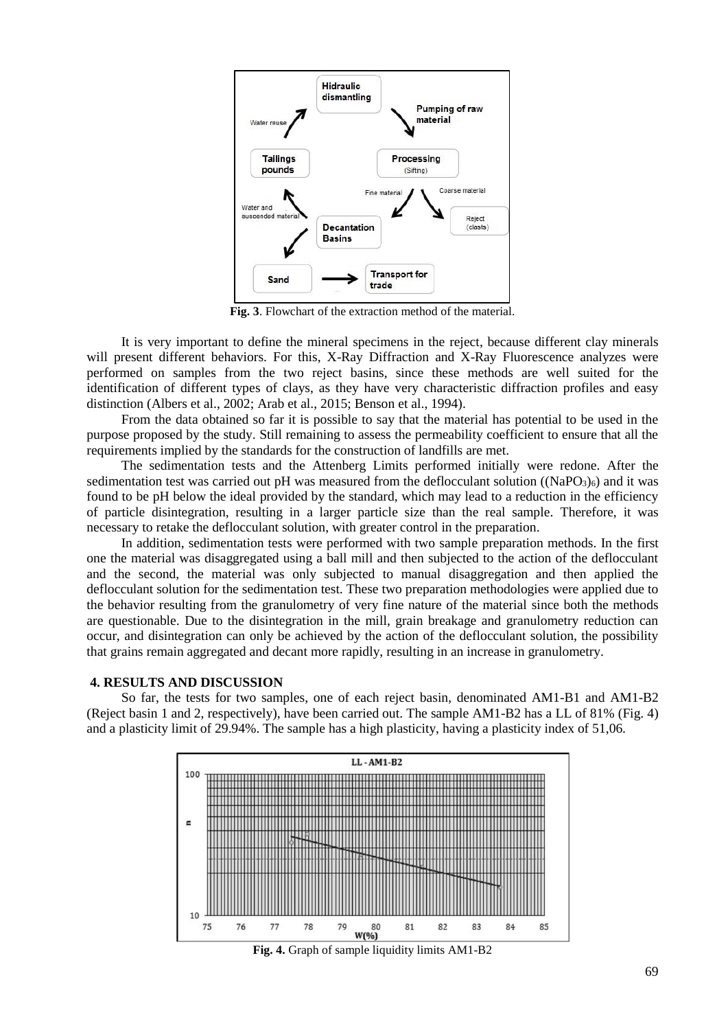**Fig. 3**. Flowchart of the extraction method of the material.

It is very important to define the mineral specimens in the reject, because different clay minerals will present different behaviors. For this, X-Ray Diffraction and X-Ray Fluorescence analyzes were performed on samples from the two reject basins, since these methods are well suited for the identification of different types of clays, as they have very characteristic diffraction profiles and easy distinction (Albers et al., 2002; Arab et al., 2015; Benson et al., 1994).

From the data obtained so far it is possible to say that the material has potential to be used in the purpose proposed by the study. Still remaining to assess the permeability coefficient to ensure that all the requirements implied by the standards for the construction of landfills are met.

The sedimentation tests and the Attenberg Limits performed initially were redone. After the sedimentation test was carried out pH was measured from the deflocculant solution ($(NaPO_3)_6$) and it was found to be pH below the ideal provided by the standard, which may lead to a reduction in the efficiency of particle disintegration, resulting in a larger particle size than the real sample. Therefore, it was necessary to retake the deflocculant solution, with greater control in the preparation.

In addition, sedimentation tests were performed with two sample preparation methods. In the first one the material was disaggregated using a ball mill and then subjected to the action of the deflocculant and the second, the material was only subjected to manual disaggregation and then applied the deflocculant solution for the sedimentation test. These two preparation methodologies were applied due to the behavior resulting from the granulometry of very fine nature of the material since both the methods are questionable. Due to the disintegration in the mill, grain breakage and granulometry reduction can occur, and disintegration can only be achieved by the action of the deflocculant solution, the possibility that grains remain aggregated and decant more rapidly, resulting in an increase in granulometry.

## 4. RESULTS AND DISCUSSION

So far, the tests for two samples, one of each reject basin, denominated AM1-B1 and AM1-B2 (Reject basin 1 and 2, respectively), have been carried out. The sample AM1-B2 has a LL of 81% (Fig. 4) and a plasticity limit of 29.94%. The sample has a high plasticity, having a plasticity index of 51,06.

**Fig. 4.** Graph of sample liquidity limits AM1-B2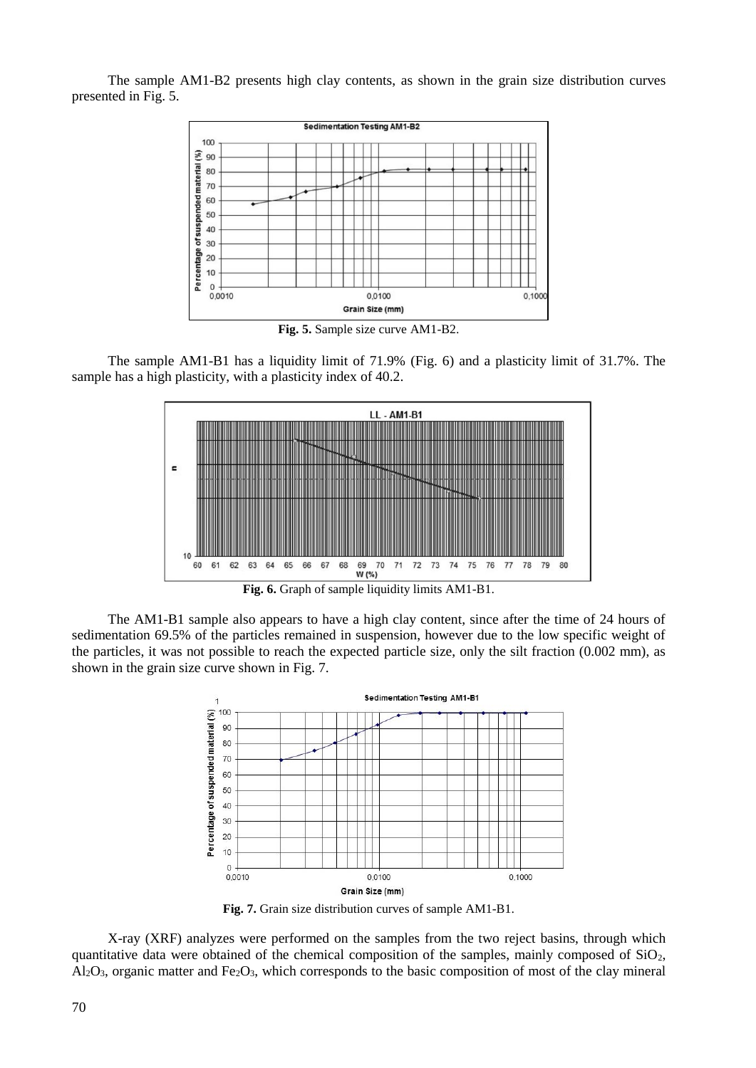The sample AM1-B2 presents high clay contents, as shown in the grain size distribution curves presented in Fig. 5.

**Fig. 5.** Sample size curve AM1-B2.

The sample AM1-B1 has a liquidity limit of 71.9% (Fig. 6) and a plasticity limit of 31.7%. The sample has a high plasticity, with a plasticity index of 40.2.

**Fig. 6.** Graph of sample liquidity limits AM1-B1.

The AM1-B1 sample also appears to have a high clay content, since after the time of 24 hours of sedimentation 69.5% of the particles remained in suspension, however due to the low specific weight of the particles, it was not possible to reach the expected particle size, only the silt fraction (0.002 mm), as shown in the grain size curve shown in Fig. 7.

**Fig. 7.** Grain size distribution curves of sample AM1-B1.

X-ray (XRF) analyzes were performed on the samples from the two reject basins, through which quantitative data were obtained of the chemical composition of the samples, mainly composed of $SiO_2$, $Al_2O_3$, organic matter and $Fe_2O_3$, which corresponds to the basic composition of most of the clay mineral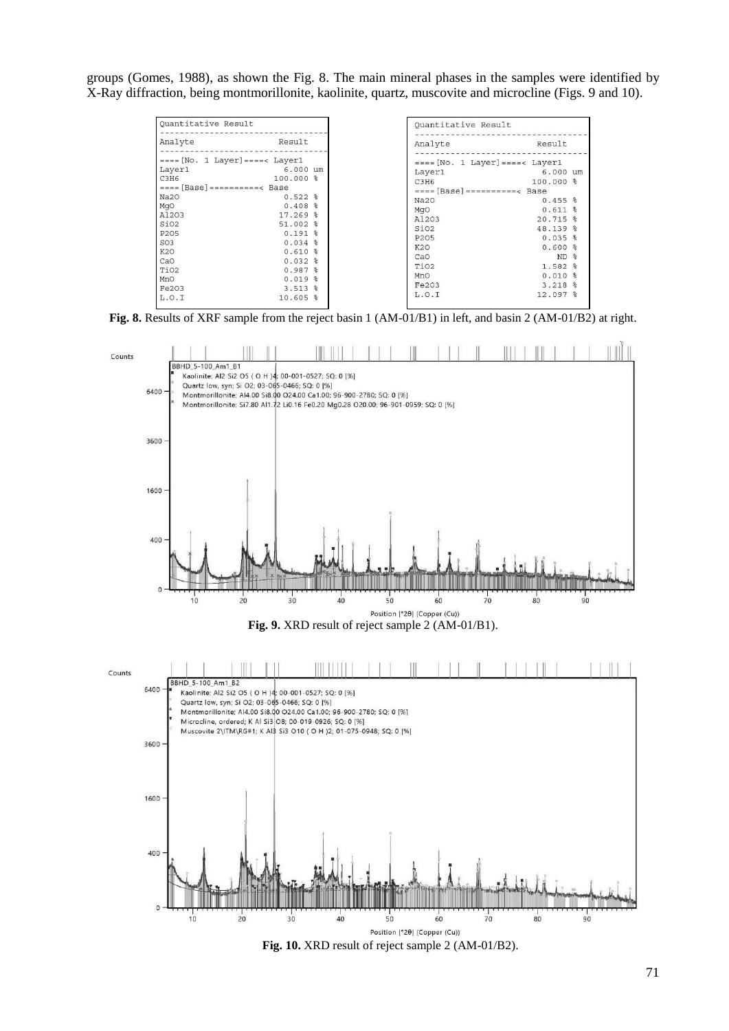groups (Gomes, 1988), as shown the Fig. 8. The main mineral phases in the samples were identified by X-Ray diffraction, being montmorillonite, kaolinite, quartz, muscovite and microcline (Figs. 9 and 10).

Quantitative Result

| Analyte | Result |
|---|---|
| ====[No. 1 Layer]====< Layer1 | |
| Layer1 | 6.000 um |
| C3H6 | 100.000 % |
| ====[Base]==========< Base | |
| Na2O | 0.522 % |
| MgO | 0.408 % |
| Al2O3 | 17.269 % |
| SiO2 | 51.002 % |
| P2O5 | 0.191 % |
| SO3 | 0.034 % |
| K2O | 0.610 % |
| CaO | 0.032 % |
| TiO2 | 0.987 % |
| MnO | 0.019 % |
| Fe2O3 | 3.513 % |
| L.O.I | 10.605 % |

Quantitative Result

| Analyte | Result |
|---|---|
| ====[No. 1 Layer]====< Layer1 | |
| Layer1 | 6.000 um |
| C3H6 | 100.000 % |
| ====[Base]==========< Base | |
| Na2O | 0.455 % |
| MgO | 0.611 % |
| Al2O3 | 20.715 % |
| SiO2 | 48.139 % |
| P2O5 | 0.035 % |
| K2O | 0.600 % |
| CaO | ND % |
| TiO2 | 1.582 % |
| MnO | 0.010 % |
| Fe2O3 | 3.218 % |
| L.O.I | 12.097 % |

**Fig. 8.** Results of XRF sample from the reject basin 1 (AM-01/B1) in left, and basin 2 (AM-01/B2) at right.

**Fig. 9.** XRD result of reject sample 2 (AM-01/B1).

**Fig. 10.** XRD result of reject sample 2 (AM-01/B2).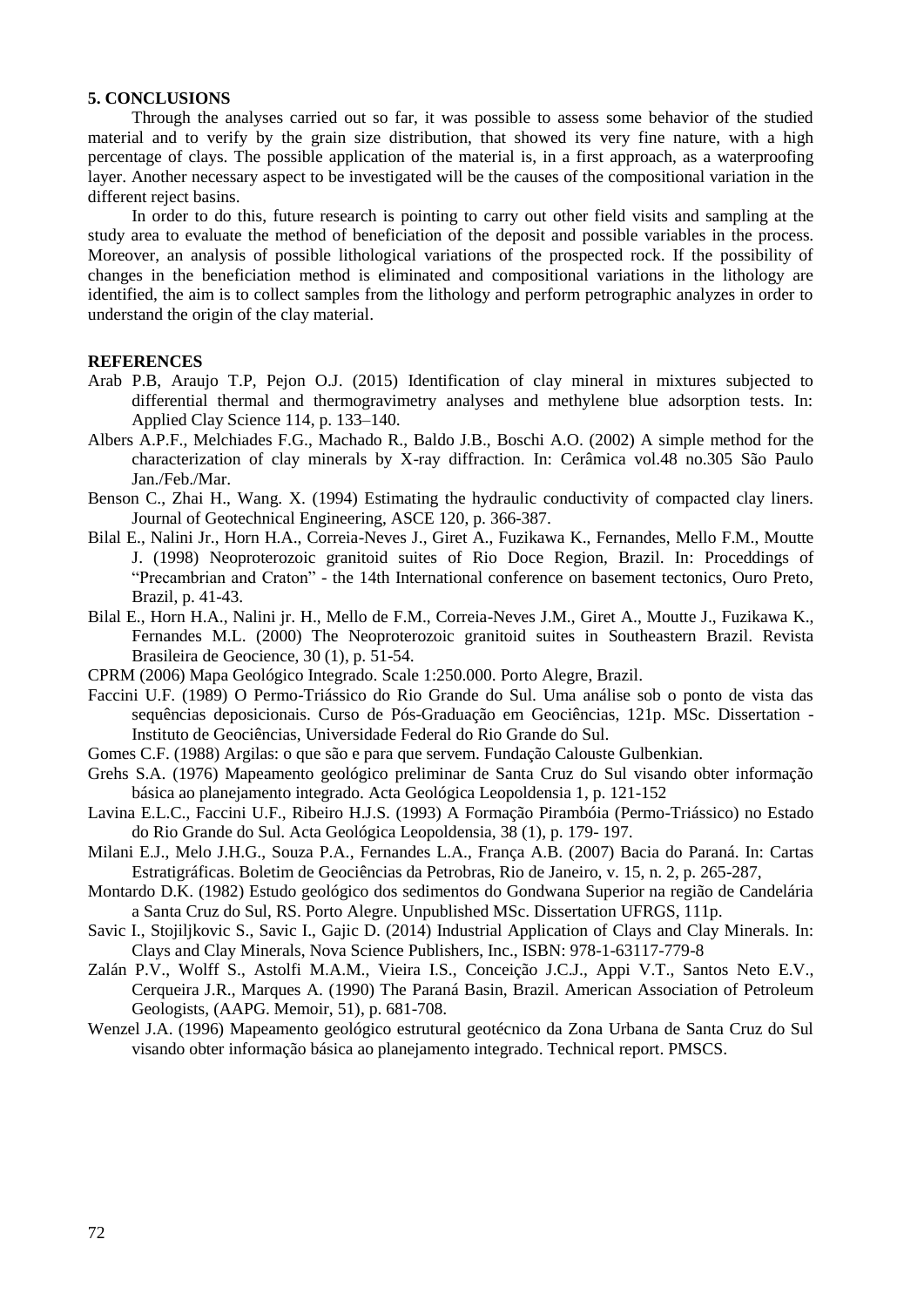## 5. CONCLUSIONS

Through the analyses carried out so far, it was possible to assess some behavior of the studied material and to verify by the grain size distribution, that showed its very fine nature, with a high percentage of clays. The possible application of the material is, in a first approach, as a waterproofing layer. Another necessary aspect to be investigated will be the causes of the compositional variation in the different reject basins.

In order to do this, future research is pointing to carry out other field visits and sampling at the study area to evaluate the method of beneficiation of the deposit and possible variables in the process. Moreover, an analysis of possible lithological variations of the prospected rock. If the possibility of changes in the beneficiation method is eliminated and compositional variations in the lithology are identified, the aim is to collect samples from the lithology and perform petrographic analyzes in order to understand the origin of the clay material.

## REFERENCES

Arab P.B, Araujo T.P, Pejon O.J. (2015) Identification of clay mineral in mixtures subjected to differential thermal and thermogravimetry analyses and methylene blue adsorption tests. In: Applied Clay Science 114, p. 133–140.

Albers A.P.F., Melchiades F.G., Machado R., Baldo J.B., Boschi A.O. (2002) A simple method for the characterization of clay minerals by X-ray diffraction. In: Cerâmica vol.48 no.305 São Paulo Jan./Feb./Mar.

Benson C., Zhai H., Wang. X. (1994) Estimating the hydraulic conductivity of compacted clay liners. Journal of Geotechnical Engineering, ASCE 120, p. 366-387.

Bilal E., Nalini Jr., Horn H.A., Correia-Neves J., Giret A., Fuzikawa K., Fernandes, Mello F.M., Moutte J. (1998) Neoproterozoic granitoid suites of Rio Doce Region, Brazil. In: Proceddings of "Precambrian and Craton" - the 14th International conference on basement tectonics, Ouro Preto, Brazil, p. 41-43.

Bilal E., Horn H.A., Nalini jr. H., Mello de F.M., Correia-Neves J.M., Giret A., Moutte J., Fuzikawa K., Fernandes M.L. (2000) The Neoproterozoic granitoid suites in Southeastern Brazil. Revista Brasileira de Geocience, 30 (1), p. 51-54.

CPRM (2006) Mapa Geológico Integrado. Scale 1:250.000. Porto Alegre, Brazil.

Faccini U.F. (1989) O Permo-Triássico do Rio Grande do Sul. Uma análise sob o ponto de vista das sequências deposicionais. Curso de Pós-Graduação em Geociências, 121p. MSc. Dissertation - Instituto de Geociências, Universidade Federal do Rio Grande do Sul.

Gomes C.F. (1988) Argilas: o que são e para que servem. Fundação Calouste Gulbenkian.

Grehs S.A. (1976) Mapeamento geológico preliminar de Santa Cruz do Sul visando obter informação básica ao planejamento integrado. Acta Geológica Leopoldensia 1, p. 121-152

Lavina E.L.C., Faccini U.F., Ribeiro H.J.S. (1993) A Formação Pirambóia (Permo-Triássico) no Estado do Rio Grande do Sul. Acta Geológica Leopoldensia, 38 (1), p. 179- 197.

Milani E.J., Melo J.H.G., Souza P.A., Fernandes L.A., França A.B. (2007) Bacia do Paraná. In: Cartas Estratigráficas. Boletim de Geociências da Petrobras, Rio de Janeiro, v. 15, n. 2, p. 265-287,

Montardo D.K. (1982) Estudo geológico dos sedimentos do Gondwana Superior na região de Candelária a Santa Cruz do Sul, RS. Porto Alegre. Unpublished MSc. Dissertation UFRGS, 111p.

Savic I., Stojiljkovic S., Savic I., Gajic D. (2014) Industrial Application of Clays and Clay Minerals. In: Clays and Clay Minerals, Nova Science Publishers, Inc., ISBN: 978-1-63117-779-8

Zalán P.V., Wolff S., Astolfi M.A.M., Vieira I.S., Conceição J.C.J., Appi V.T., Santos Neto E.V., Cerqueira J.R., Marques A. (1990) The Paraná Basin, Brazil. American Association of Petroleum Geologists, (AAPG. Memoir, 51), p. 681-708.

Wenzel J.A. (1996) Mapeamento geológico estrutural geotécnico da Zona Urbana de Santa Cruz do Sul visando obter informação básica ao planejamento integrado. Technical report. PMSCS.